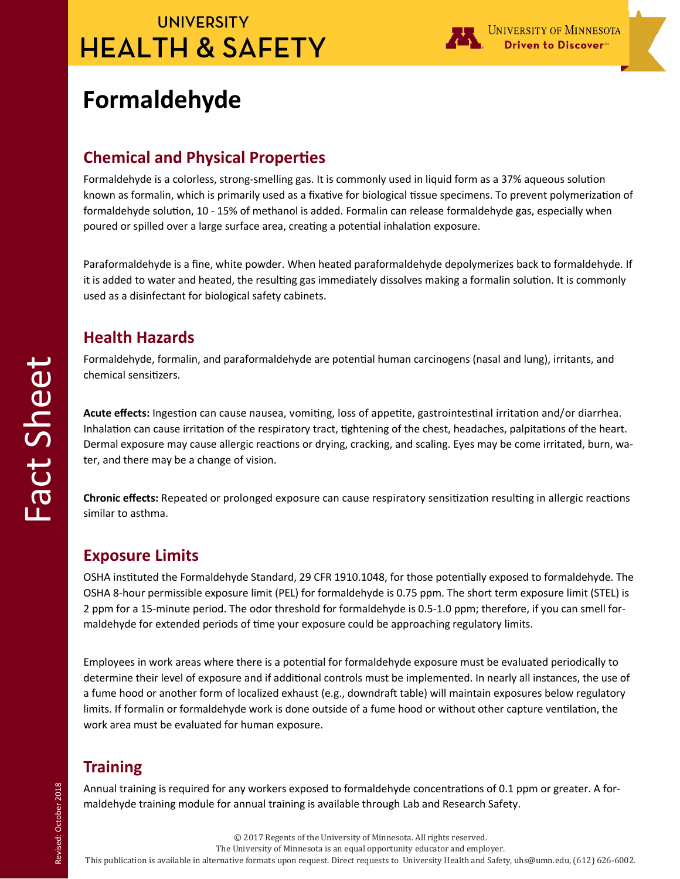# Formaldehyde

## Chemical and Physical Properties

Formaldehyde is a colorless, strong-smelling gas. It is commonly used in liquid form as a 37% aqueous solution known as formalin, which is primarily used as a fixative for biological tissue specimens. To prevent polymerization of formaldehyde solution, 10 - 15% of methanol is added. Formalin can release formaldehyde gas, especially when poured or spilled over a large surface area, creating a potential inhalation exposure.

Paraformaldehyde is a fine, white powder. When heated paraformaldehyde depolymerizes back to formaldehyde. If it is added to water and heated, the resulting gas immediately dissolves making a formalin solution. It is commonly used as a disinfectant for biological safety cabinets.

## Health Hazards

Formaldehyde, formalin, and paraformaldehyde are potential human carcinogens (nasal and lung), irritants, and chemical sensitizers.

**Acute effects:** Ingestion can cause nausea, vomiting, loss of appetite, gastrointestinal irritation and/or diarrhea. Inhalation can cause irritation of the respiratory tract, tightening of the chest, headaches, palpitations of the heart. Dermal exposure may cause allergic reactions or drying, cracking, and scaling. Eyes may be come irritated, burn, water, and there may be a change of vision.

**Chronic effects:** Repeated or prolonged exposure can cause respiratory sensitization resulting in allergic reactions similar to asthma.

## Exposure Limits

OSHA instituted the Formaldehyde Standard, 29 CFR 1910.1048, for those potentially exposed to formaldehyde. The OSHA 8-hour permissible exposure limit (PEL) for formaldehyde is 0.75 ppm. The short term exposure limit (STEL) is 2 ppm for a 15-minute period. The odor threshold for formaldehyde is 0.5-1.0 ppm; therefore, if you can smell formaldehyde for extended periods of time your exposure could be approaching regulatory limits.

Employees in work areas where there is a potential for formaldehyde exposure must be evaluated periodically to determine their level of exposure and if additional controls must be implemented. In nearly all instances, the use of a fume hood or another form of localized exhaust (e.g., downdraft table) will maintain exposures below regulatory limits. If formalin or formaldehyde work is done outside of a fume hood or without other capture ventilation, the work area must be evaluated for human exposure.

## Training

Annual training is required for any workers exposed to formaldehyde concentrations of 0.1 ppm or greater. A formaldehyde training module for annual training is available through Lab and Research Safety.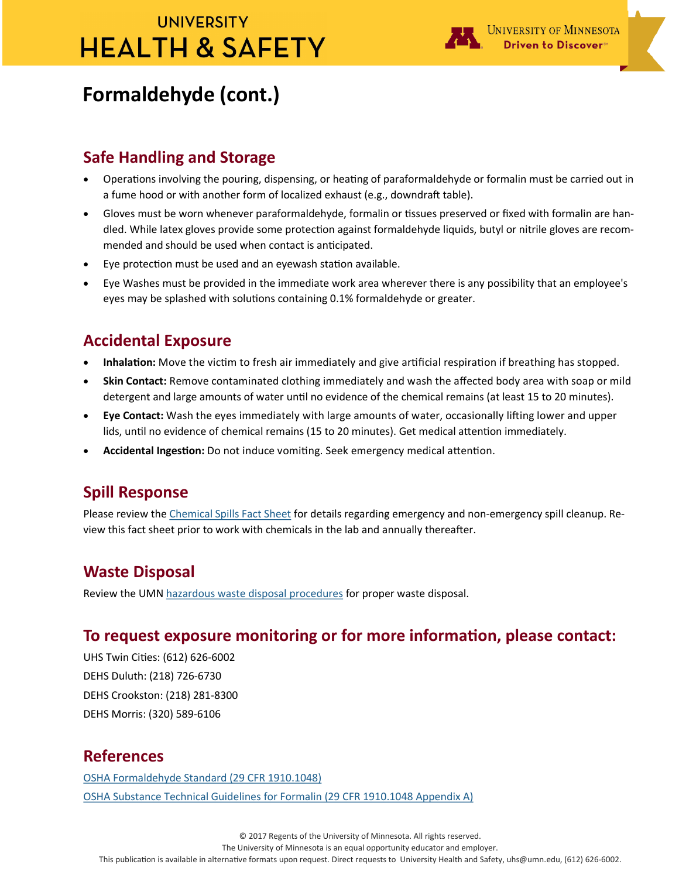# Formaldehyde (cont.)

## Safe Handling and Storage

- Operations involving the pouring, dispensing, or heating of paraformaldehyde or formalin must be carried out in a fume hood or with another form of localized exhaust (e.g., downdraft table).
- Gloves must be worn whenever paraformaldehyde, formalin or tissues preserved or fixed with formalin are handled. While latex gloves provide some protection against formaldehyde liquids, butyl or nitrile gloves are recommended and should be used when contact is anticipated.
- Eye protection must be used and an eyewash station available.
- Eye Washes must be provided in the immediate work area wherever there is any possibility that an employee's eyes may be splashed with solutions containing 0.1% formaldehyde or greater.

## Accidental Exposure

- **Inhalation:** Move the victim to fresh air immediately and give artificial respiration if breathing has stopped.
- **Skin Contact:** Remove contaminated clothing immediately and wash the affected body area with soap or mild detergent and large amounts of water until no evidence of the chemical remains (at least 15 to 20 minutes).
- **Eye Contact:** Wash the eyes immediately with large amounts of water, occasionally lifting lower and upper lids, until no evidence of chemical remains (15 to 20 minutes). Get medical attention immediately.
- **Accidental Ingestion:** Do not induce vomiting. Seek emergency medical attention.

## Spill Response

Please review the Chemical Spills Fact Sheet for details regarding emergency and non-emergency spill cleanup. Review this fact sheet prior to work with chemicals in the lab and annually thereafter.

## Waste Disposal

Review the UMN hazardous waste disposal procedures for proper waste disposal.

## To request exposure monitoring or for more information, please contact:

UHS Twin Cities: (612) 626-6002

DEHS Duluth: (218) 726-6730

DEHS Crookston: (218) 281-8300

DEHS Morris: (320) 589-6106

## References

OSHA Formaldehyde Standard (29 CFR 1910.1048)

OSHA Substance Technical Guidelines for Formalin (29 CFR 1910.1048 Appendix A)

© 2017 Regents of the University of Minnesota. All rights reserved.
The University of Minnesota is an equal opportunity educator and employer.
This publication is available in alternative formats upon request. Direct requests to University Health and Safety, uhs@umn.edu, (612) 626-6002.